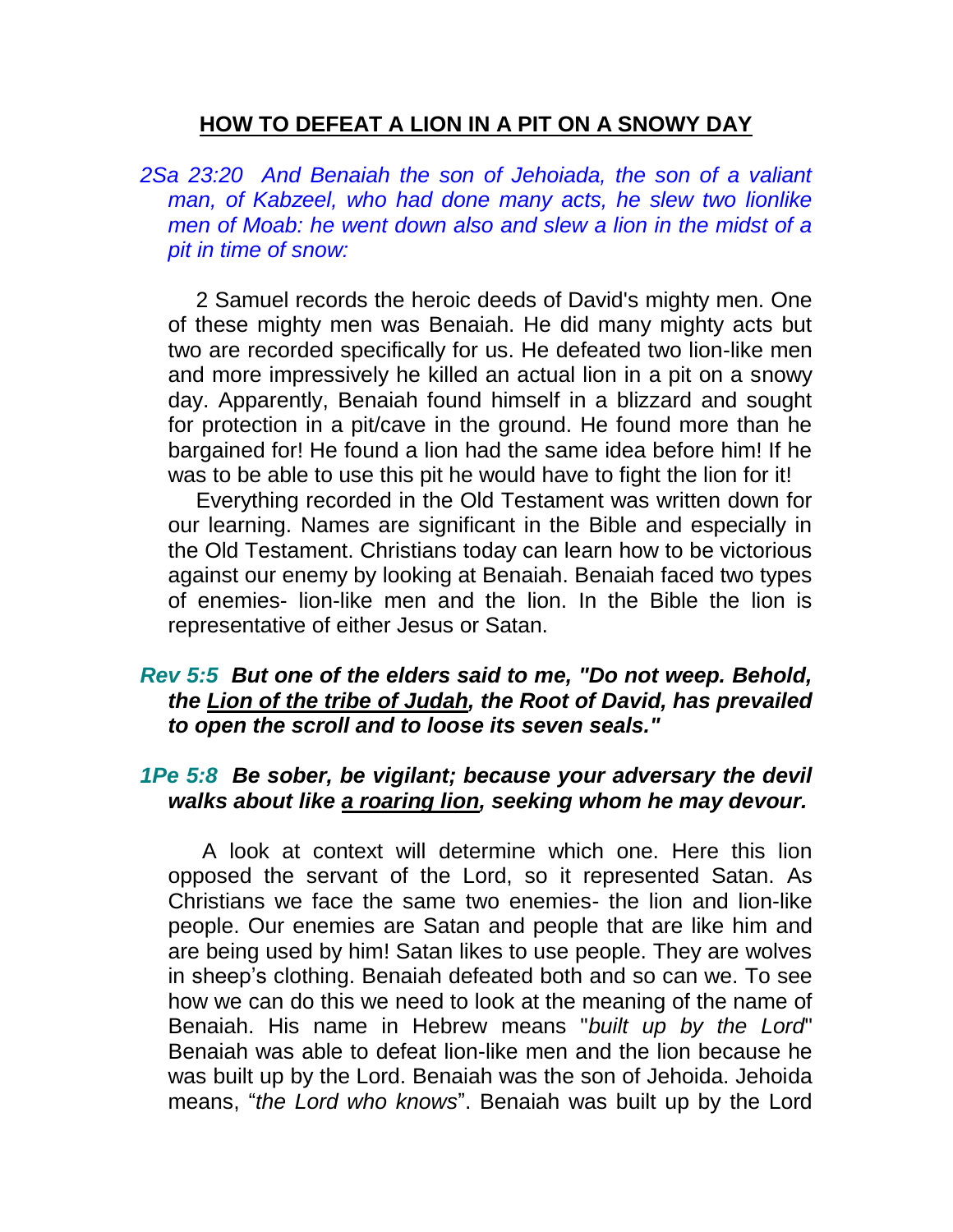## HOW TO DEFEAT A LION IN A PIT ON A SNOWY DAY

*2Sa 23:20 And Benaiah the son of Jehoiada, the son of a valiant man, of Kabzeel, who had done many acts, he slew two lionlike men of Moab: he went down also and slew a lion in the midst of a pit in time of snow:*

2 Samuel records the heroic deeds of David's mighty men. One of these mighty men was Benaiah. He did many mighty acts but two are recorded specifically for us. He defeated two lion-like men and more impressively he killed an actual lion in a pit on a snowy day. Apparently, Benaiah found himself in a blizzard and sought for protection in a pit/cave in the ground. He found more than he bargained for! He found a lion had the same idea before him! If he was to be able to use this pit he would have to fight the lion for it!

Everything recorded in the Old Testament was written down for our learning. Names are significant in the Bible and especially in the Old Testament. Christians today can learn how to be victorious against our enemy by looking at Benaiah. Benaiah faced two types of enemies- lion-like men and the lion. In the Bible the lion is representative of either Jesus or Satan.

***Rev 5:5 But one of the elders said to me, "Do not weep. Behold, the Lion of the tribe of Judah, the Root of David, has prevailed to open the scroll and to loose its seven seals."***

***1Pe 5:8 Be sober, be vigilant; because your adversary the devil walks about like a roaring lion, seeking whom he may devour.***

A look at context will determine which one. Here this lion opposed the servant of the Lord, so it represented Satan. As Christians we face the same two enemies- the lion and lion-like people. Our enemies are Satan and people that are like him and are being used by him! Satan likes to use people. They are wolves in sheep's clothing. Benaiah defeated both and so can we. To see how we can do this we need to look at the meaning of the name of Benaiah. His name in Hebrew means "*built up by the Lord*" Benaiah was able to defeat lion-like men and the lion because he was built up by the Lord. Benaiah was the son of Jehoida. Jehoida means, "*the Lord who knows*". Benaiah was built up by the Lord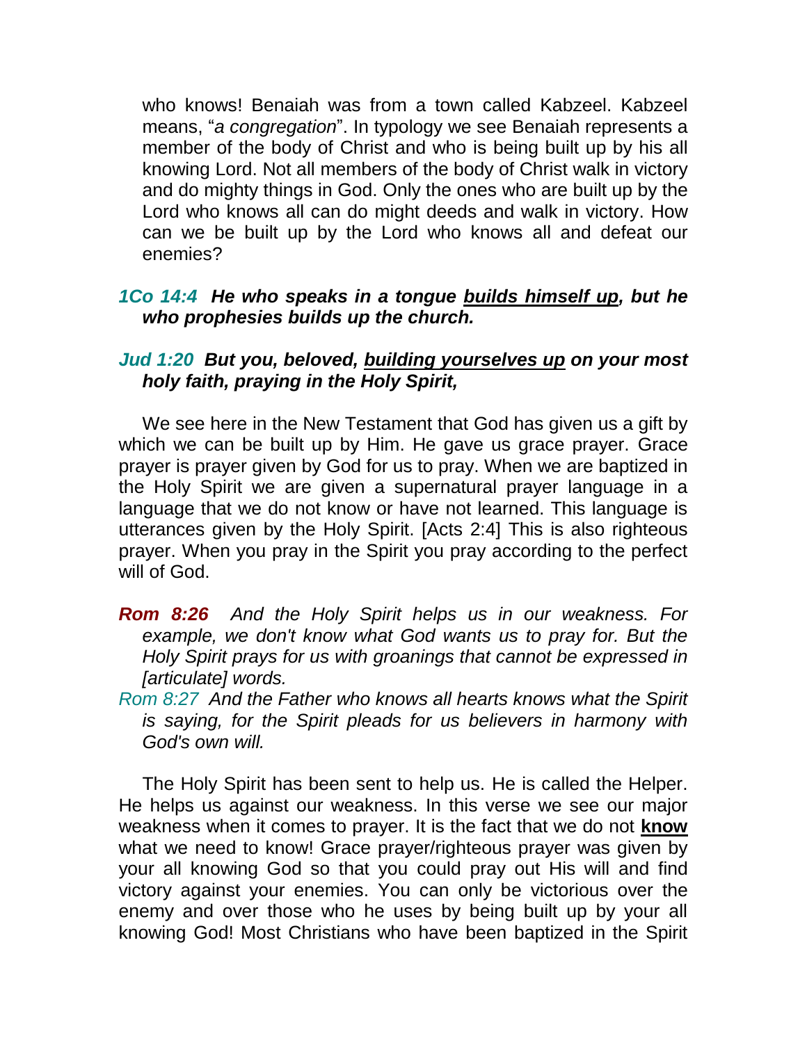who knows! Benaiah was from a town called Kabzeel. Kabzeel means, "*a congregation*". In typology we see Benaiah represents a member of the body of Christ and who is being built up by his all knowing Lord. Not all members of the body of Christ walk in victory and do mighty things in God. Only the ones who are built up by the Lord who knows all can do might deeds and walk in victory. How can we be built up by the Lord who knows all and defeat our enemies?

***1Co 14:4*** ***He who speaks in a tongue <u>builds himself up</u>, but he who prophesies builds up the church.***

***Jud 1:20*** ***But you, beloved, <u>building yourselves up</u> on your most holy faith, praying in the Holy Spirit,***

We see here in the New Testament that God has given us a gift by which we can be built up by Him. He gave us grace prayer. Grace prayer is prayer given by God for us to pray. When we are baptized in the Holy Spirit we are given a supernatural prayer language in a language that we do not know or have not learned. This language is utterances given by the Holy Spirit. [Acts 2:4] This is also righteous prayer. When you pray in the Spirit you pray according to the perfect will of God.

***Rom 8:26*** *And the Holy Spirit helps us in our weakness. For example, we don't know what God wants us to pray for. But the Holy Spirit prays for us with groanings that cannot be expressed in [articulate] words.*

*Rom 8:27* *And the Father who knows all hearts knows what the Spirit is saying, for the Spirit pleads for us believers in harmony with God's own will.*

The Holy Spirit has been sent to help us. He is called the Helper. He helps us against our weakness. In this verse we see our major weakness when it comes to prayer. It is the fact that we do not **<u>know</u>** what we need to know! Grace prayer/righteous prayer was given by your all knowing God so that you could pray out His will and find victory against your enemies. You can only be victorious over the enemy and over those who he uses by being built up by your all knowing God! Most Christians who have been baptized in the Spirit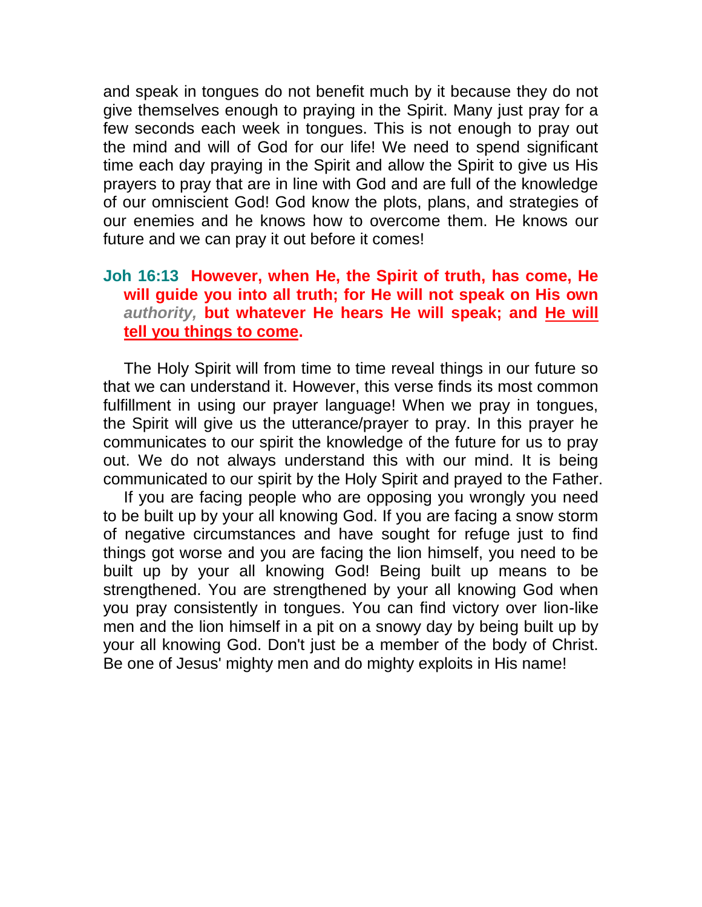and speak in tongues do not benefit much by it because they do not give themselves enough to praying in the Spirit. Many just pray for a few seconds each week in tongues. This is not enough to pray out the mind and will of God for our life! We need to spend significant time each day praying in the Spirit and allow the Spirit to give us His prayers to pray that are in line with God and are full of the knowledge of our omniscient God! God know the plots, plans, and strategies of our enemies and he knows how to overcome them. He knows our future and we can pray it out before it comes!

**Joh 16:13 However, when He, the Spirit of truth, has come, He will guide you into all truth; for He will not speak on His own** ***authority,*** **but whatever He hears He will speak; and <u>He will tell you things to come</u>.**

The Holy Spirit will from time to time reveal things in our future so that we can understand it. However, this verse finds its most common fulfillment in using our prayer language! When we pray in tongues, the Spirit will give us the utterance/prayer to pray. In this prayer he communicates to our spirit the knowledge of the future for us to pray out. We do not always understand this with our mind. It is being communicated to our spirit by the Holy Spirit and prayed to the Father.

If you are facing people who are opposing you wrongly you need to be built up by your all knowing God. If you are facing a snow storm of negative circumstances and have sought for refuge just to find things got worse and you are facing the lion himself, you need to be built up by your all knowing God! Being built up means to be strengthened. You are strengthened by your all knowing God when you pray consistently in tongues. You can find victory over lion-like men and the lion himself in a pit on a snowy day by being built up by your all knowing God. Don't just be a member of the body of Christ. Be one of Jesus' mighty men and do mighty exploits in His name!